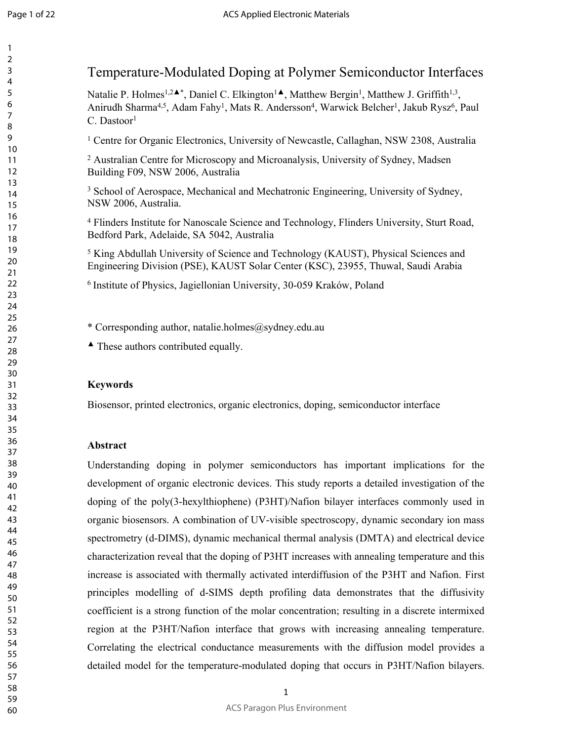# Temperature-Modulated Doping at Polymer Semiconductor Interfaces

Natalie P. Holmes[1,2▲*], Daniel C. Elkington[1▲], Matthew Bergin[1], Matthew J. Griffith[1,3], Anirudh Sharma[4,5], Adam Fahy[1], Mats R. Andersson[4], Warwick Belcher[1], Jakub Rysz[6], Paul C. Dastoor[1]

[1] Centre for Organic Electronics, University of Newcastle, Callaghan, NSW 2308, Australia

[2] Australian Centre for Microscopy and Microanalysis, University of Sydney, Madsen Building F09, NSW 2006, Australia

[3] School of Aerospace, Mechanical and Mechatronic Engineering, University of Sydney, NSW 2006, Australia.

[4] Flinders Institute for Nanoscale Science and Technology, Flinders University, Sturt Road, Bedford Park, Adelaide, SA 5042, Australia

[5] King Abdullah University of Science and Technology (KAUST), Physical Sciences and Engineering Division (PSE), KAUST Solar Center (KSC), 23955, Thuwal, Saudi Arabia

[6] Institute of Physics, Jagiellonian University, 30-059 Kraków, Poland

* Corresponding author, natalie.holmes@sydney.edu.au

▲ These authors contributed equally.

### Keywords

Biosensor, printed electronics, organic electronics, doping, semiconductor interface

### Abstract

Understanding doping in polymer semiconductors has important implications for the development of organic electronic devices. This study reports a detailed investigation of the doping of the poly(3-hexylthiophene) (P3HT)/Nafion bilayer interfaces commonly used in organic biosensors. A combination of UV-visible spectroscopy, dynamic secondary ion mass spectrometry (d-DIMS), dynamic mechanical thermal analysis (DMTA) and electrical device characterization reveal that the doping of P3HT increases with annealing temperature and this increase is associated with thermally activated interdiffusion of the P3HT and Nafion. First principles modelling of d-SIMS depth profiling data demonstrates that the diffusivity coefficient is a strong function of the molar concentration; resulting in a discrete intermixed region at the P3HT/Nafion interface that grows with increasing annealing temperature. Correlating the electrical conductance measurements with the diffusion model provides a detailed model for the temperature-modulated doping that occurs in P3HT/Nafion bilayers.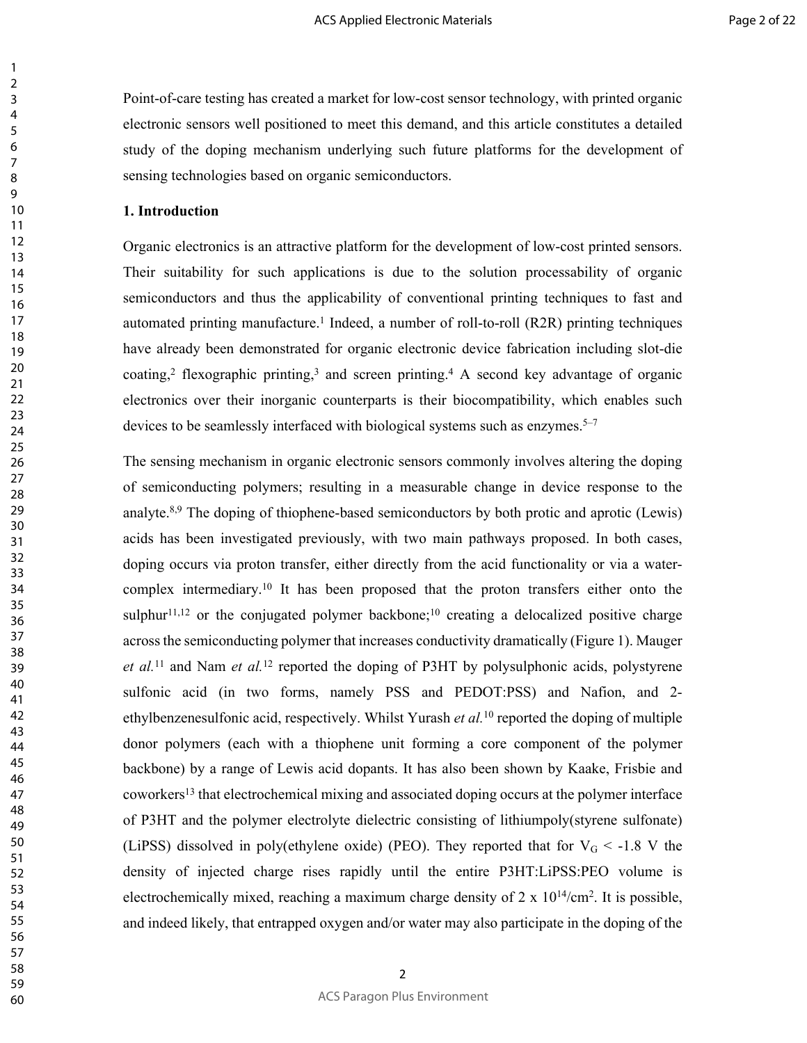Point-of-care testing has created a market for low-cost sensor technology, with printed organic electronic sensors well positioned to meet this demand, and this article constitutes a detailed study of the doping mechanism underlying such future platforms for the development of sensing technologies based on organic semiconductors.

## 1. Introduction

Organic electronics is an attractive platform for the development of low-cost printed sensors. Their suitability for such applications is due to the solution processability of organic semiconductors and thus the applicability of conventional printing techniques to fast and automated printing manufacture.[1] Indeed, a number of roll-to-roll (R2R) printing techniques have already been demonstrated for organic electronic device fabrication including slot-die coating,[2] flexographic printing,[3] and screen printing.[4] A second key advantage of organic electronics over their inorganic counterparts is their biocompatibility, which enables such devices to be seamlessly interfaced with biological systems such as enzymes.[5–7]

The sensing mechanism in organic electronic sensors commonly involves altering the doping of semiconducting polymers; resulting in a measurable change in device response to the analyte.[8,9] The doping of thiophene-based semiconductors by both protic and aprotic (Lewis) acids has been investigated previously, with two main pathways proposed. In both cases, doping occurs via proton transfer, either directly from the acid functionality or via a water-complex intermediary.[10] It has been proposed that the proton transfers either onto the sulphur[11,12] or the conjugated polymer backbone;[10] creating a delocalized positive charge across the semiconducting polymer that increases conductivity dramatically (Figure 1). Mauger *et al.*[11] and Nam *et al.*[12] reported the doping of P3HT by polysulphonic acids, polystyrene sulfonic acid (in two forms, namely PSS and PEDOT:PSS) and Nafion, and 2-ethylbenzenesulfonic acid, respectively. Whilst Yurash *et al.*[10] reported the doping of multiple donor polymers (each with a thiophene unit forming a core component of the polymer backbone) by a range of Lewis acid dopants. It has also been shown by Kaake, Frisbie and coworkers[13] that electrochemical mixing and associated doping occurs at the polymer interface of P3HT and the polymer electrolyte dielectric consisting of lithiumpoly(styrene sulfonate) (LiPSS) dissolved in poly(ethylene oxide) (PEO). They reported that for $V_G < -1.8$ V the density of injected charge rises rapidly until the entire P3HT:LiPSS:PEO volume is electrochemically mixed, reaching a maximum charge density of $2 \times 10^{14}/cm^2$. It is possible, and indeed likely, that entrapped oxygen and/or water may also participate in the doping of the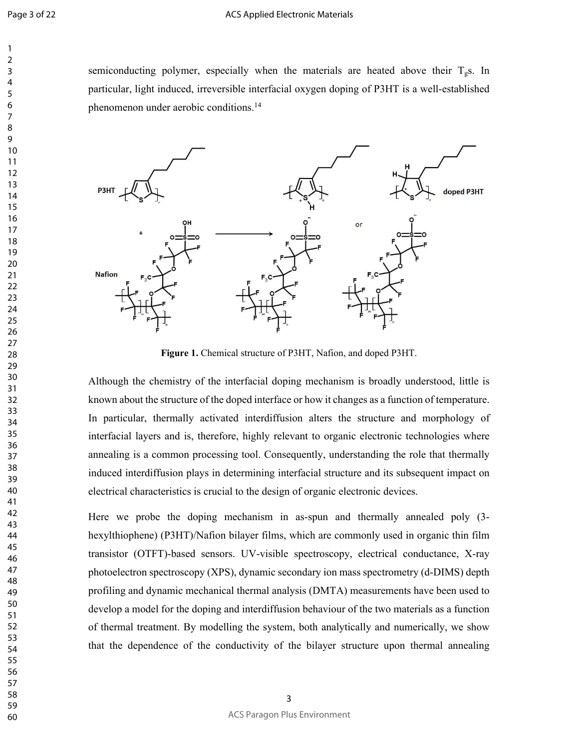semiconducting polymer, especially when the materials are heated above their $T_g$s. In particular, light induced, irreversible interfacial oxygen doping of P3HT is a well-established phenomenon under aerobic conditions.[14]

**Figure 1.** Chemical structure of P3HT, Nafion, and doped P3HT.

Although the chemistry of the interfacial doping mechanism is broadly understood, little is known about the structure of the doped interface or how it changes as a function of temperature. In particular, thermally activated interdiffusion alters the structure and morphology of interfacial layers and is, therefore, highly relevant to organic electronic technologies where annealing is a common processing tool. Consequently, understanding the role that thermally induced interdiffusion plays in determining interfacial structure and its subsequent impact on electrical characteristics is crucial to the design of organic electronic devices.

Here we probe the doping mechanism in as-spun and thermally annealed poly (3-hexylthiophene) (P3HT)/Nafion bilayer films, which are commonly used in organic thin film transistor (OTFT)-based sensors. UV-visible spectroscopy, electrical conductance, X-ray photoelectron spectroscopy (XPS), dynamic secondary ion mass spectrometry (d-DIMS) depth profiling and dynamic mechanical thermal analysis (DMTA) measurements have been used to develop a model for the doping and interdiffusion behaviour of the two materials as a function of thermal treatment. By modelling the system, both analytically and numerically, we show that the dependence of the conductivity of the bilayer structure upon thermal annealing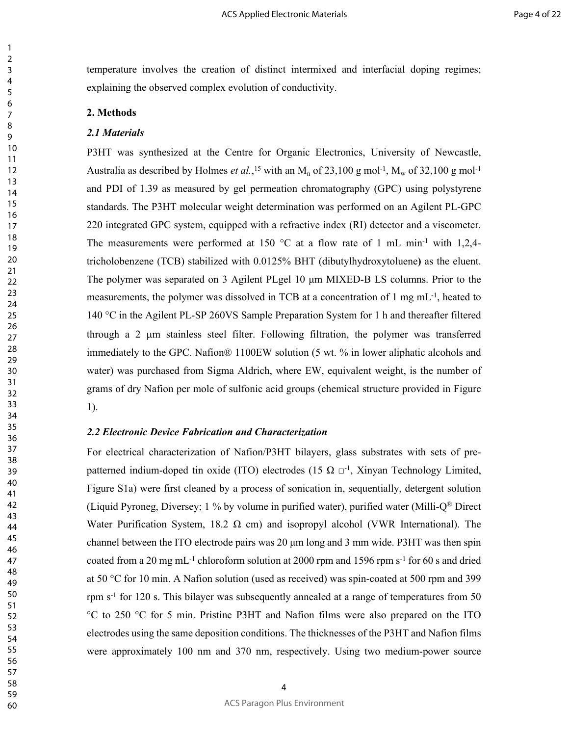temperature involves the creation of distinct intermixed and interfacial doping regimes; explaining the observed complex evolution of conductivity.

## 2. Methods

### *2.1 Materials*

P3HT was synthesized at the Centre for Organic Electronics, University of Newcastle, Australia as described by Holmes *et al.*,[15] with an $M_n$ of 23,100 g mol$^{-1}$, $M_w$ of 32,100 g mol$^{-1}$ and PDI of 1.39 as measured by gel permeation chromatography (GPC) using polystyrene standards. The P3HT molecular weight determination was performed on an Agilent PL-GPC 220 integrated GPC system, equipped with a refractive index (RI) detector and a viscometer. The measurements were performed at 150 °C at a flow rate of 1 mL min$^{-1}$ with 1,2,4-tricholobenzene (TCB) stabilized with 0.0125% BHT (dibutylhydroxytoluene**)** as the eluent. The polymer was separated on 3 Agilent PLgel 10 μm MIXED-B LS columns. Prior to the measurements, the polymer was dissolved in TCB at a concentration of 1 mg mL$^{-1}$, heated to 140 °C in the Agilent PL-SP 260VS Sample Preparation System for 1 h and thereafter filtered through a 2 μm stainless steel filter. Following filtration, the polymer was transferred immediately to the GPC. Nafion® 1100EW solution (5 wt. % in lower aliphatic alcohols and water) was purchased from Sigma Aldrich, where EW, equivalent weight, is the number of grams of dry Nafion per mole of sulfonic acid groups (chemical structure provided in Figure 1).

### *2.2 Electronic Device Fabrication and Characterization*

For electrical characterization of Nafion/P3HT bilayers, glass substrates with sets of pre-patterned indium-doped tin oxide (ITO) electrodes (15 Ω □$^{-1}$, Xinyan Technology Limited, Figure S1a) were first cleaned by a process of sonication in, sequentially, detergent solution (Liquid Pyroneg, Diversey; 1 % by volume in purified water), purified water (Milli-Q® Direct Water Purification System, 18.2 Ω cm) and isopropyl alcohol (VWR International). The channel between the ITO electrode pairs was 20 μm long and 3 mm wide. P3HT was then spin coated from a 20 mg mL$^{-1}$ chloroform solution at 2000 rpm and 1596 rpm s$^{-1}$ for 60 s and dried at 50 °C for 10 min. A Nafion solution (used as received) was spin-coated at 500 rpm and 399 rpm s$^{-1}$ for 120 s. This bilayer was subsequently annealed at a range of temperatures from 50 °C to 250 °C for 5 min. Pristine P3HT and Nafion films were also prepared on the ITO electrodes using the same deposition conditions. The thicknesses of the P3HT and Nafion films were approximately 100 nm and 370 nm, respectively. Using two medium-power source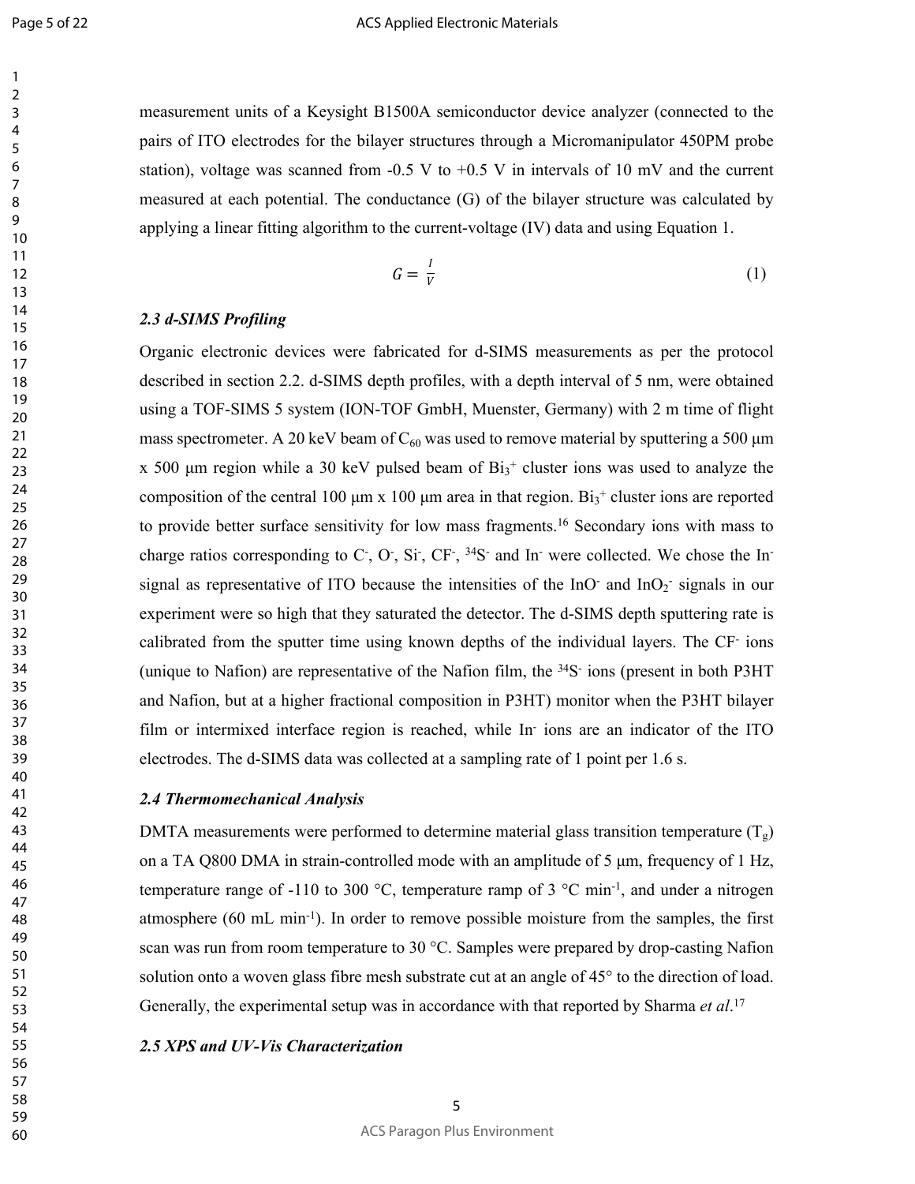measurement units of a Keysight B1500A semiconductor device analyzer (connected to the pairs of ITO electrodes for the bilayer structures through a Micromanipulator 450PM probe station), voltage was scanned from -0.5 V to +0.5 V in intervals of 10 mV and the current measured at each potential. The conductance (G) of the bilayer structure was calculated by applying a linear fitting algorithm to the current-voltage (IV) data and using Equation 1.

$$G = \frac{I}{V} \tag{1}$$

### *2.3 d-SIMS Profiling*

Organic electronic devices were fabricated for d-SIMS measurements as per the protocol described in section 2.2. d-SIMS depth profiles, with a depth interval of 5 nm, were obtained using a TOF-SIMS 5 system (ION-TOF GmbH, Muenster, Germany) with 2 m time of flight mass spectrometer. A 20 keV beam of $C_{60}$ was used to remove material by sputtering a 500 µm x 500 µm region while a 30 keV pulsed beam of $Bi_3^+$ cluster ions was used to analyze the composition of the central 100 µm x 100 µm area in that region. $Bi_3^+$ cluster ions are reported to provide better surface sensitivity for low mass fragments.[16] Secondary ions with mass to charge ratios corresponding to $C^-$, $O^-$, $Si^-$, $CF^-$, $^{34}S^-$ and $In^-$ were collected. We chose the $In^-$ signal as representative of ITO because the intensities of the $InO^-$ and $InO_2^-$ signals in our experiment were so high that they saturated the detector. The d-SIMS depth sputtering rate is calibrated from the sputter time using known depths of the individual layers. The $CF^-$ ions (unique to Nafion) are representative of the Nafion film, the $^{34}S^-$ ions (present in both P3HT and Nafion, but at a higher fractional composition in P3HT) monitor when the P3HT bilayer film or intermixed interface region is reached, while $In^-$ ions are an indicator of the ITO electrodes. The d-SIMS data was collected at a sampling rate of 1 point per 1.6 s.

### *2.4 Thermomechanical Analysis*

DMTA measurements were performed to determine material glass transition temperature ($T_g$) on a TA Q800 DMA in strain-controlled mode with an amplitude of 5 µm, frequency of 1 Hz, temperature range of -110 to 300 °C, temperature ramp of 3 °C min$^{-1}$, and under a nitrogen atmosphere (60 mL min$^{-1}$). In order to remove possible moisture from the samples, the first scan was run from room temperature to 30 °C. Samples were prepared by drop-casting Nafion solution onto a woven glass fibre mesh substrate cut at an angle of 45° to the direction of load. Generally, the experimental setup was in accordance with that reported by Sharma *et al*.[17]

### *2.5 XPS and UV-Vis Characterization*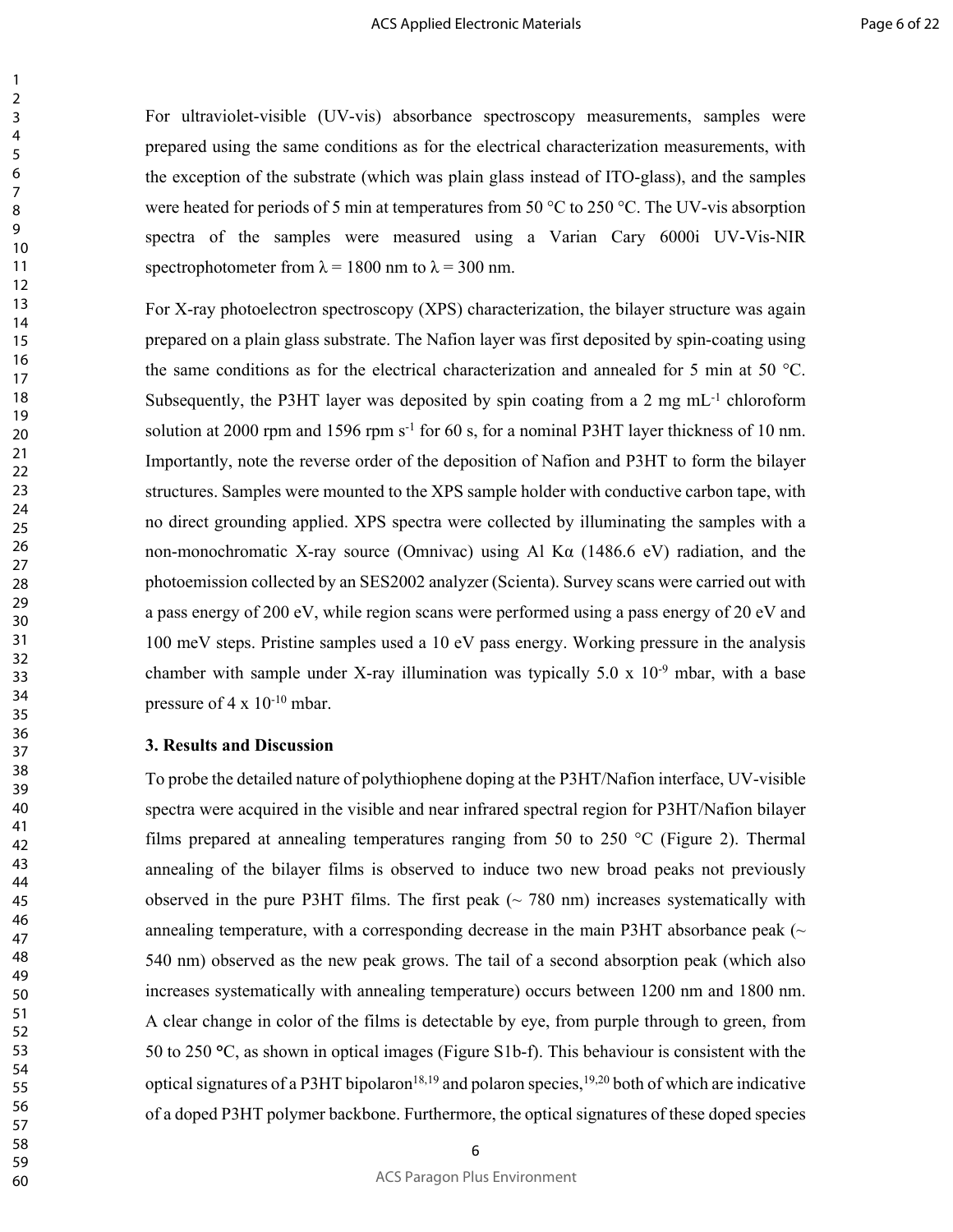For ultraviolet-visible (UV-vis) absorbance spectroscopy measurements, samples were prepared using the same conditions as for the electrical characterization measurements, with the exception of the substrate (which was plain glass instead of ITO-glass), and the samples were heated for periods of 5 min at temperatures from 50 °C to 250 °C. The UV-vis absorption spectra of the samples were measured using a Varian Cary 6000i UV-Vis-NIR spectrophotometer from λ = 1800 nm to λ = 300 nm.

For X-ray photoelectron spectroscopy (XPS) characterization, the bilayer structure was again prepared on a plain glass substrate. The Nafion layer was first deposited by spin-coating using the same conditions as for the electrical characterization and annealed for 5 min at 50 °C. Subsequently, the P3HT layer was deposited by spin coating from a 2 mg $mL^{-1}$ chloroform solution at 2000 rpm and 1596 rpm $s^{-1}$ for 60 s, for a nominal P3HT layer thickness of 10 nm. Importantly, note the reverse order of the deposition of Nafion and P3HT to form the bilayer structures. Samples were mounted to the XPS sample holder with conductive carbon tape, with no direct grounding applied. XPS spectra were collected by illuminating the samples with a non-monochromatic X-ray source (Omnivac) using Al Kα (1486.6 eV) radiation, and the photoemission collected by an SES2002 analyzer (Scienta). Survey scans were carried out with a pass energy of 200 eV, while region scans were performed using a pass energy of 20 eV and 100 meV steps. Pristine samples used a 10 eV pass energy. Working pressure in the analysis chamber with sample under X-ray illumination was typically 5.0 x $10^{-9}$ mbar, with a base pressure of 4 x $10^{-10}$ mbar.

### 3. Results and Discussion

To probe the detailed nature of polythiophene doping at the P3HT/Nafion interface, UV-visible spectra were acquired in the visible and near infrared spectral region for P3HT/Nafion bilayer films prepared at annealing temperatures ranging from 50 to 250 °C (Figure 2). Thermal annealing of the bilayer films is observed to induce two new broad peaks not previously observed in the pure P3HT films. The first peak (~ 780 nm) increases systematically with annealing temperature, with a corresponding decrease in the main P3HT absorbance peak (~ 540 nm) observed as the new peak grows. The tail of a second absorption peak (which also increases systematically with annealing temperature) occurs between 1200 nm and 1800 nm. A clear change in color of the films is detectable by eye, from purple through to green, from 50 to 250 °C, as shown in optical images (Figure S1b-f). This behaviour is consistent with the optical signatures of a P3HT bipolaron[18,19] and polaron species,[19,20] both of which are indicative of a doped P3HT polymer backbone. Furthermore, the optical signatures of these doped species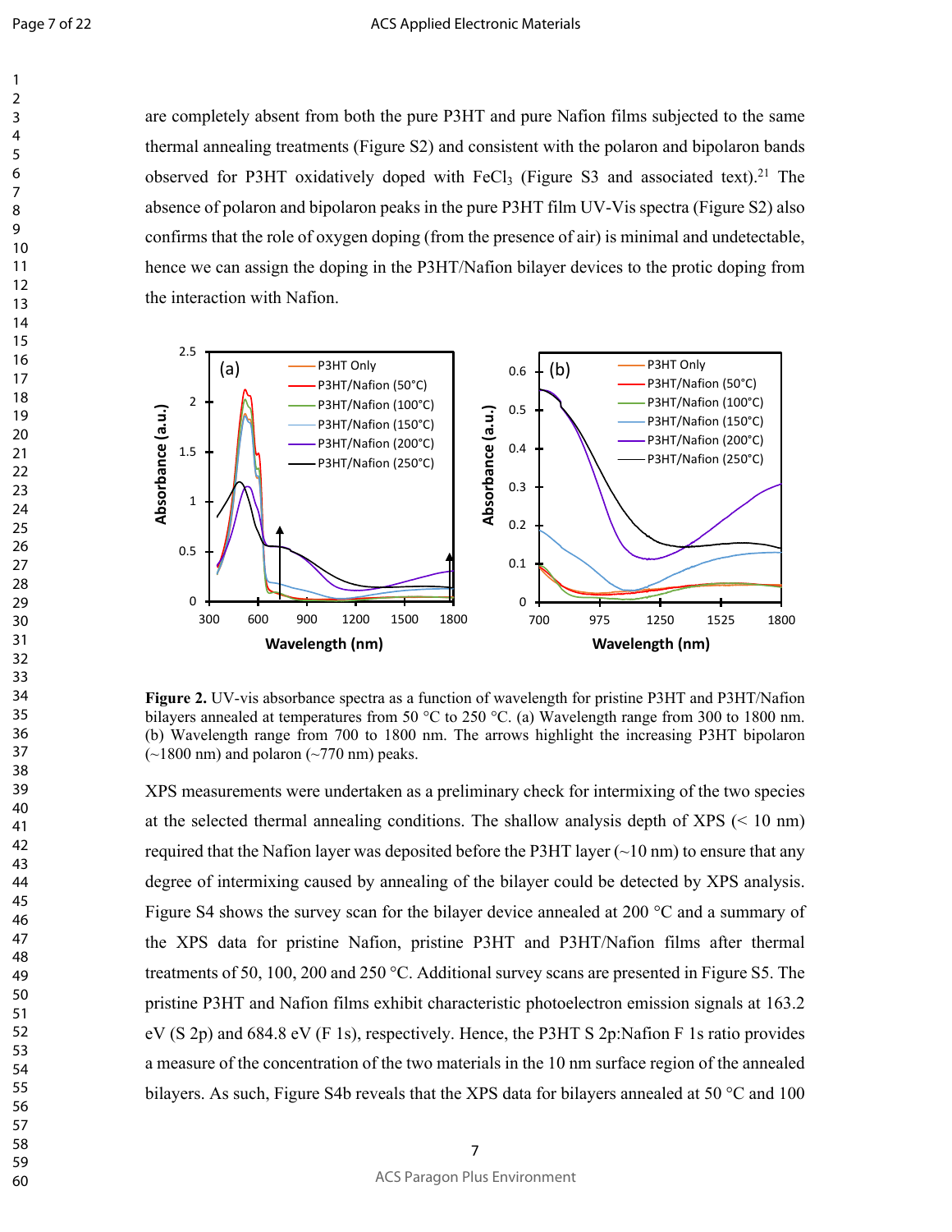are completely absent from both the pure P3HT and pure Nafion films subjected to the same thermal annealing treatments (Figure S2) and consistent with the polaron and bipolaron bands observed for P3HT oxidatively doped with $FeCl_3$ (Figure S3 and associated text).[21] The absence of polaron and bipolaron peaks in the pure P3HT film UV-Vis spectra (Figure S2) also confirms that the role of oxygen doping (from the presence of air) is minimal and undetectable, hence we can assign the doping in the P3HT/Nafion bilayer devices to the protic doping from the interaction with Nafion.

**Figure 2.** UV-vis absorbance spectra as a function of wavelength for pristine P3HT and P3HT/Nafion bilayers annealed at temperatures from 50 °C to 250 °C. (a) Wavelength range from 300 to 1800 nm. (b) Wavelength range from 700 to 1800 nm. The arrows highlight the increasing P3HT bipolaron (~1800 nm) and polaron (~770 nm) peaks.

XPS measurements were undertaken as a preliminary check for intermixing of the two species at the selected thermal annealing conditions. The shallow analysis depth of XPS (< 10 nm) required that the Nafion layer was deposited before the P3HT layer (~10 nm) to ensure that any degree of intermixing caused by annealing of the bilayer could be detected by XPS analysis. Figure S4 shows the survey scan for the bilayer device annealed at 200 °C and a summary of the XPS data for pristine Nafion, pristine P3HT and P3HT/Nafion films after thermal treatments of 50, 100, 200 and 250 °C. Additional survey scans are presented in Figure S5. The pristine P3HT and Nafion films exhibit characteristic photoelectron emission signals at 163.2 eV (S 2p) and 684.8 eV (F 1s), respectively. Hence, the P3HT S 2p:Nafion F 1s ratio provides a measure of the concentration of the two materials in the 10 nm surface region of the annealed bilayers. As such, Figure S4b reveals that the XPS data for bilayers annealed at 50 °C and 100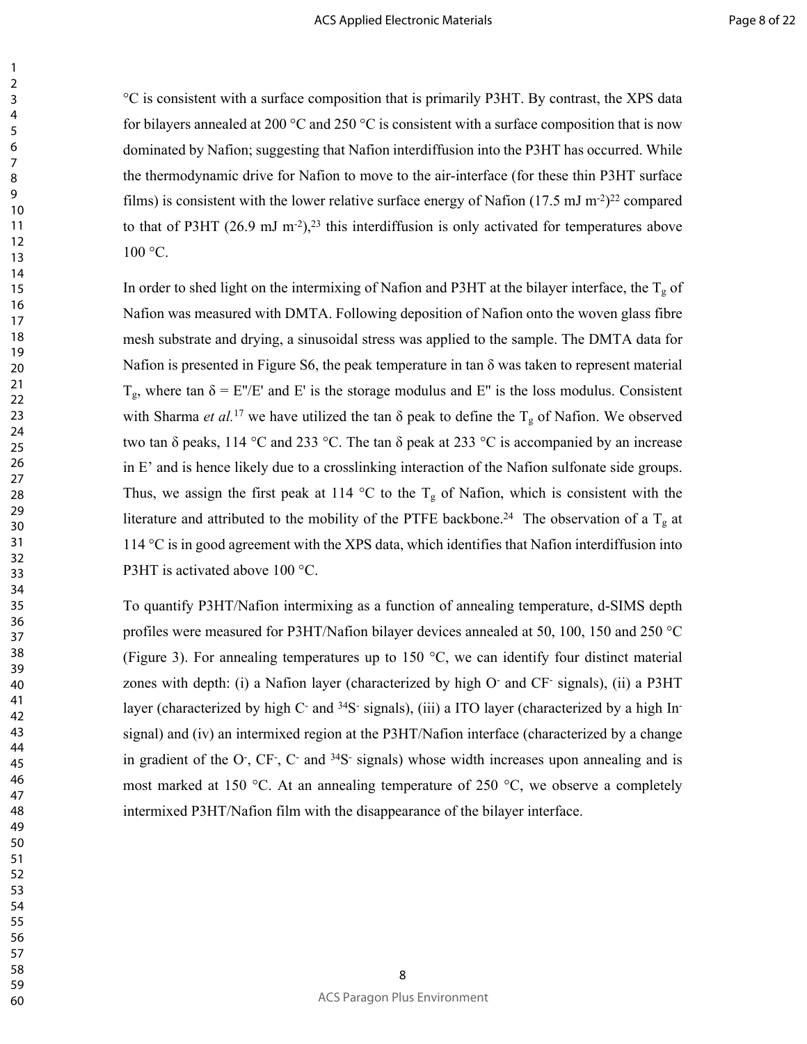°C is consistent with a surface composition that is primarily P3HT. By contrast, the XPS data for bilayers annealed at 200 °C and 250 °C is consistent with a surface composition that is now dominated by Nafion; suggesting that Nafion interdiffusion into the P3HT has occurred. While the thermodynamic drive for Nafion to move to the air-interface (for these thin P3HT surface films) is consistent with the lower relative surface energy of Nafion (17.5 mJ $m^{-2}$)[22] compared to that of P3HT (26.9 mJ $m^{-2}$),[23] this interdiffusion is only activated for temperatures above 100 °C.

In order to shed light on the intermixing of Nafion and P3HT at the bilayer interface, the $T_g$ of Nafion was measured with DMTA. Following deposition of Nafion onto the woven glass fibre mesh substrate and drying, a sinusoidal stress was applied to the sample. The DMTA data for Nafion is presented in Figure S6, the peak temperature in tan δ was taken to represent material $T_g$, where tan $\delta = E''/E'$ and E' is the storage modulus and E'' is the loss modulus. Consistent with Sharma *et al.*[17] we have utilized the tan δ peak to define the $T_g$ of Nafion. We observed two tan δ peaks, 114 °C and 233 °C. The tan δ peak at 233 °C is accompanied by an increase in E' and is hence likely due to a crosslinking interaction of the Nafion sulfonate side groups. Thus, we assign the first peak at 114 °C to the $T_g$ of Nafion, which is consistent with the literature and attributed to the mobility of the PTFE backbone.[24] The observation of a $T_g$ at 114 °C is in good agreement with the XPS data, which identifies that Nafion interdiffusion into P3HT is activated above 100 °C.

To quantify P3HT/Nafion intermixing as a function of annealing temperature, d-SIMS depth profiles were measured for P3HT/Nafion bilayer devices annealed at 50, 100, 150 and 250 °C (Figure 3). For annealing temperatures up to 150 °C, we can identify four distinct material zones with depth: (i) a Nafion layer (characterized by high $O^-$ and $CF^-$ signals), (ii) a P3HT layer (characterized by high $C^-$ and $^{34}S^-$ signals), (iii) a ITO layer (characterized by a high $In^-$ signal) and (iv) an intermixed region at the P3HT/Nafion interface (characterized by a change in gradient of the $O^-$, $CF^-$, $C^-$ and $^{34}S^-$ signals) whose width increases upon annealing and is most marked at 150 °C. At an annealing temperature of 250 °C, we observe a completely intermixed P3HT/Nafion film with the disappearance of the bilayer interface.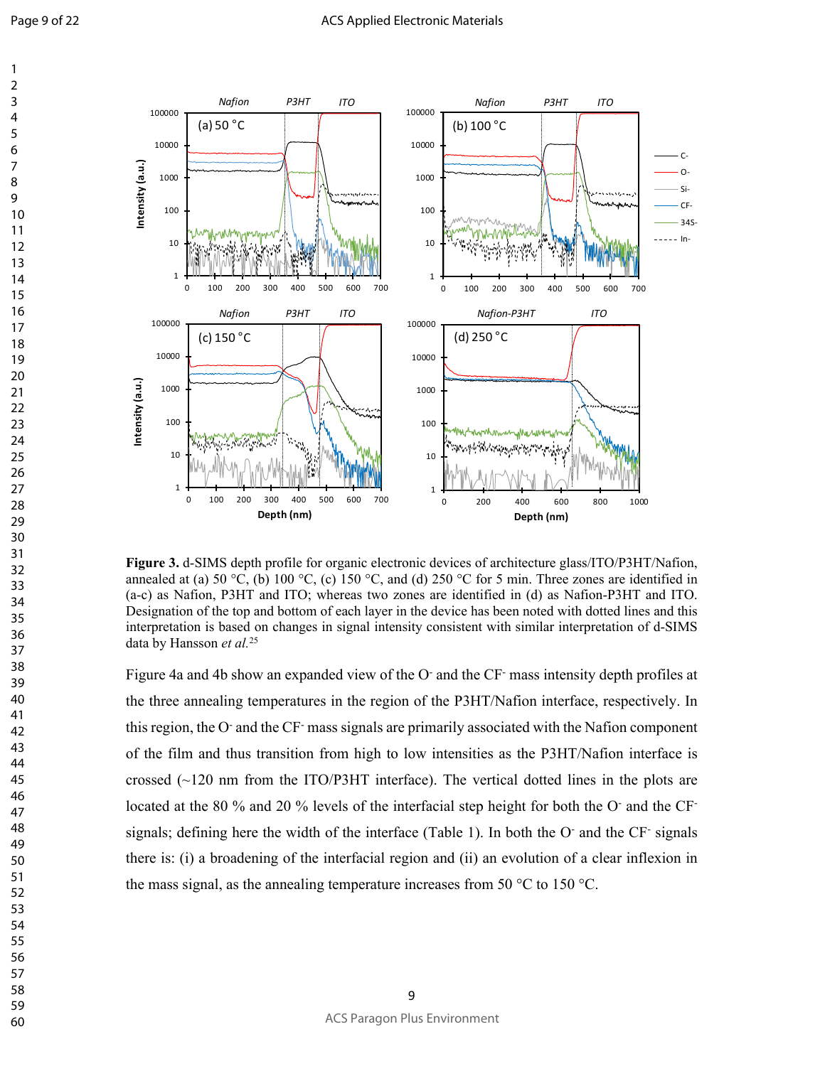**Figure 3.** d-SIMS depth profile for organic electronic devices of architecture glass/ITO/P3HT/Nafion, annealed at (a) 50 °C, (b) 100 °C, (c) 150 °C, and (d) 250 °C for 5 min. Three zones are identified in (a-c) as Nafion, P3HT and ITO; whereas two zones are identified in (d) as Nafion-P3HT and ITO. Designation of the top and bottom of each layer in the device has been noted with dotted lines and this interpretation is based on changes in signal intensity consistent with similar interpretation of d-SIMS data by Hansson *et al.*[25]

Figure 4a and 4b show an expanded view of the $O^-$ and the $CF^-$ mass intensity depth profiles at the three annealing temperatures in the region of the P3HT/Nafion interface, respectively. In this region, the $O^-$ and the $CF^-$ mass signals are primarily associated with the Nafion component of the film and thus transition from high to low intensities as the P3HT/Nafion interface is crossed (~120 nm from the ITO/P3HT interface). The vertical dotted lines in the plots are located at the 80 % and 20 % levels of the interfacial step height for both the $O^-$ and the $CF^-$ signals; defining here the width of the interface (Table 1). In both the $O^-$ and the $CF^-$ signals there is: (i) a broadening of the interfacial region and (ii) an evolution of a clear inflexion in the mass signal, as the annealing temperature increases from 50 °C to 150 °C.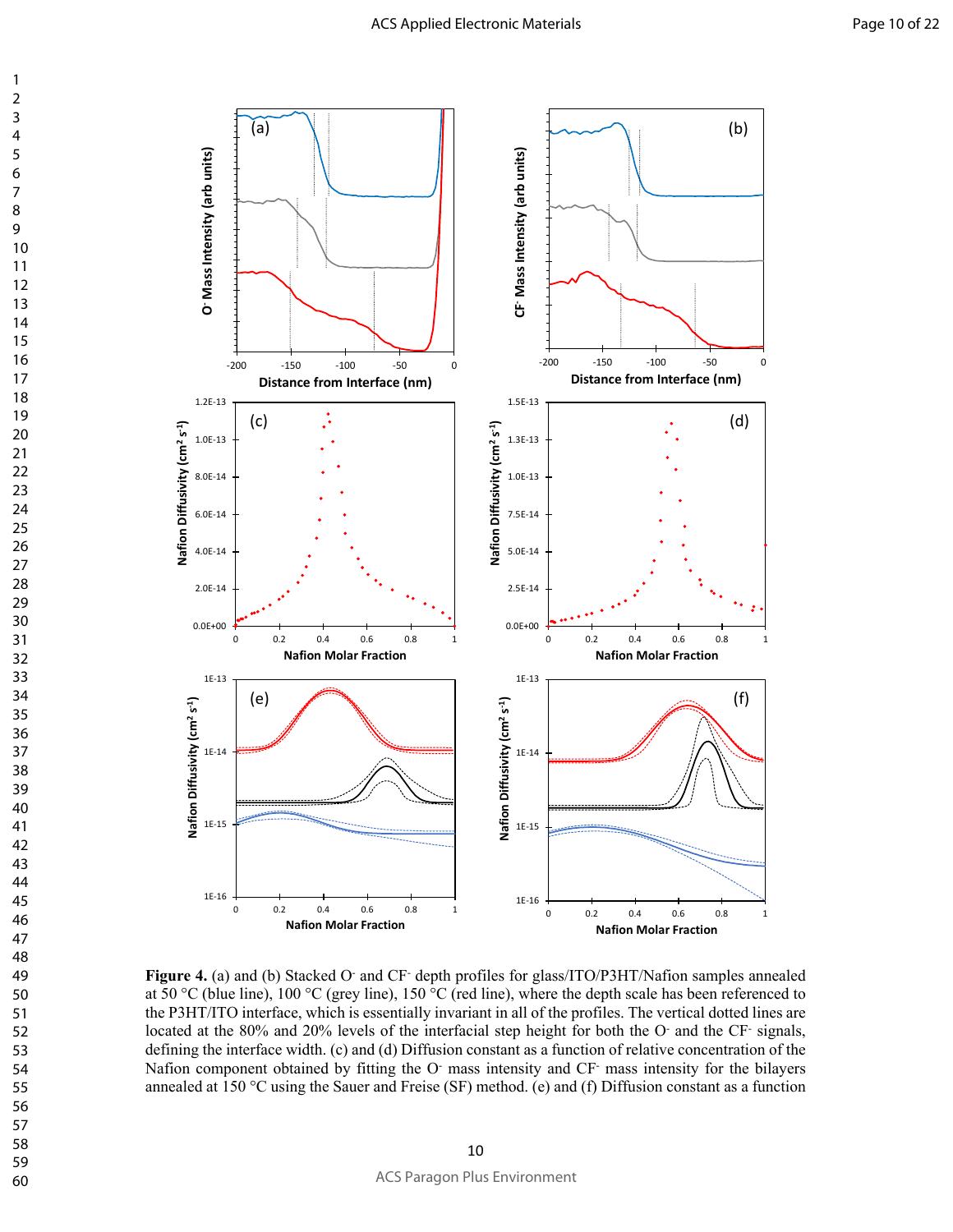**Figure 4.** (a) and (b) Stacked $O^-$ and $CF^-$ depth profiles for glass/ITO/P3HT/Nafion samples annealed at 50 °C (blue line), 100 °C (grey line), 150 °C (red line), where the depth scale has been referenced to the P3HT/ITO interface, which is essentially invariant in all of the profiles. The vertical dotted lines are located at the 80% and 20% levels of the interfacial step height for both the $O^-$ and the $CF^-$ signals, defining the interface width. (c) and (d) Diffusion constant as a function of relative concentration of the Nafion component obtained by fitting the $O^-$ mass intensity and $CF^-$ mass intensity for the bilayers annealed at 150 °C using the Sauer and Freise (SF) method. (e) and (f) Diffusion constant as a function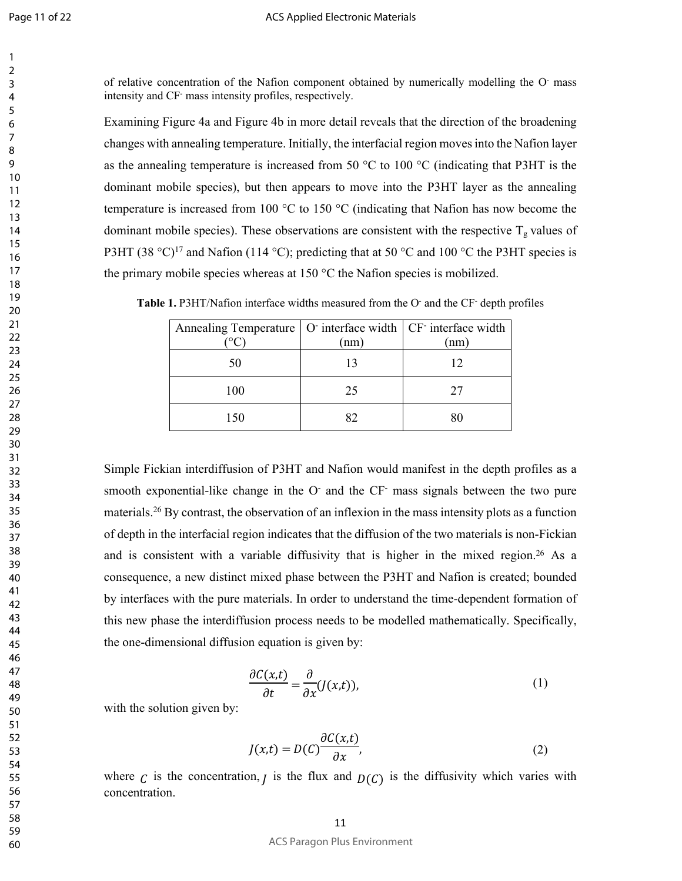of relative concentration of the Nafion component obtained by numerically modelling the $O^-$ mass intensity and $CF^-$ mass intensity profiles, respectively.

Examining Figure 4a and Figure 4b in more detail reveals that the direction of the broadening changes with annealing temperature. Initially, the interfacial region moves into the Nafion layer as the annealing temperature is increased from 50 °C to 100 °C (indicating that P3HT is the dominant mobile species), but then appears to move into the P3HT layer as the annealing temperature is increased from 100 °C to 150 °C (indicating that Nafion has now become the dominant mobile species). These observations are consistent with the respective $T_g$ values of P3HT (38 °C)[17] and Nafion (114 °C); predicting that at 50 °C and 100 °C the P3HT species is the primary mobile species whereas at 150 °C the Nafion species is mobilized.

**Table 1.** P3HT/Nafion interface widths measured from the $O^-$ and the $CF^-$ depth profiles

| Annealing Temperature (°C) | $O^-$ interface width (nm) | $CF^-$ interface width (nm) |
|---|---|---|
| 50 | 13 | 12 |
| 100 | 25 | 27 |
| 150 | 82 | 80 |

Simple Fickian interdiffusion of P3HT and Nafion would manifest in the depth profiles as a smooth exponential-like change in the $O^-$ and the $CF^-$ mass signals between the two pure materials.[26] By contrast, the observation of an inflexion in the mass intensity plots as a function of depth in the interfacial region indicates that the diffusion of the two materials is non-Fickian and is consistent with a variable diffusivity that is higher in the mixed region.[26] As a consequence, a new distinct mixed phase between the P3HT and Nafion is created; bounded by interfaces with the pure materials. In order to understand the time-dependent formation of this new phase the interdiffusion process needs to be modelled mathematically. Specifically, the one-dimensional diffusion equation is given by:

$$\frac{\partial C(x,t)}{\partial t} = \frac{\partial}{\partial x}(J(x,t)), \tag{1}$$

with the solution given by:

$$J(x,t) = D(C)\frac{\partial C(x,t)}{\partial x}, \tag{2}$$

where $C$ is the concentration, $J$ is the flux and $D(C)$ is the diffusivity which varies with concentration.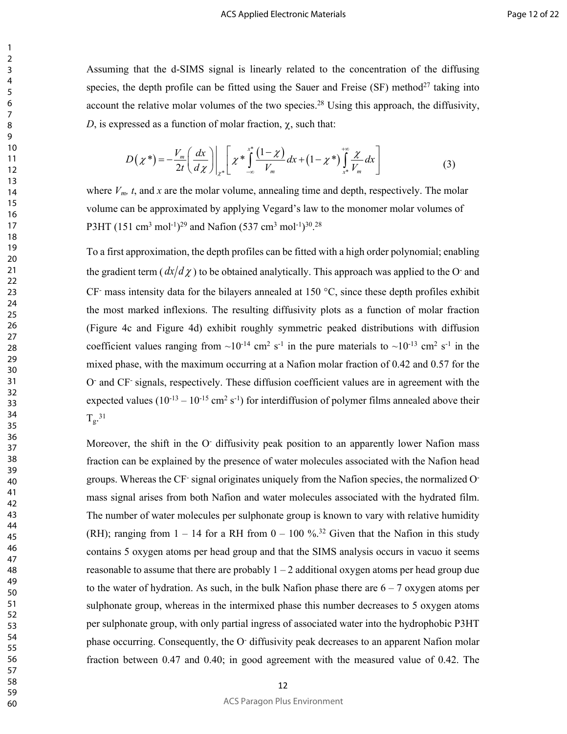Assuming that the d-SIMS signal is linearly related to the concentration of the diffusing species, the depth profile can be fitted using the Sauer and Freise (SF) method[27] taking into account the relative molar volumes of the two species.[28] Using this approach, the diffusivity, $D$, is expressed as a function of molar fraction, $\chi$, such that:

$$D(\chi^*) = -\frac{V_m}{2t}\left(\frac{dx}{d\chi}\right)\bigg|_{\chi^*}\left[\chi^*\int_{-\infty}^{x^*}\frac{(1-\chi)}{V_m}dx + (1-\chi^*)\int_{x^*}^{+\infty}\frac{\chi}{V_m}dx\right] \tag{3}$$

where $V_m$, $t$, and $x$ are the molar volume, annealing time and depth, respectively. The molar volume can be approximated by applying Vegard's law to the monomer molar volumes of P3HT (151 $cm^3\ mol^{-1}$)[29] and Nafion (537 $cm^3\ mol^{-1}$)[30].[28]

To a first approximation, the depth profiles can be fitted with a high order polynomial; enabling the gradient term ($dx/d\chi$) to be obtained analytically. This approach was applied to the $O^-$ and $CF^-$ mass intensity data for the bilayers annealed at 150 °C, since these depth profiles exhibit the most marked inflexions. The resulting diffusivity plots as a function of molar fraction (Figure 4c and Figure 4d) exhibit roughly symmetric peaked distributions with diffusion coefficient values ranging from ~$10^{-14}$ $cm^2\ s^{-1}$ in the pure materials to ~$10^{-13}$ $cm^2\ s^{-1}$ in the mixed phase, with the maximum occurring at a Nafion molar fraction of 0.42 and 0.57 for the $O^-$ and $CF^-$ signals, respectively. These diffusion coefficient values are in agreement with the expected values ($10^{-13}$ – $10^{-15}$ $cm^2\ s^{-1}$) for interdiffusion of polymer films annealed above their $T_g$.[31]

Moreover, the shift in the $O^-$ diffusivity peak position to an apparently lower Nafion mass fraction can be explained by the presence of water molecules associated with the Nafion head groups. Whereas the $CF^-$ signal originates uniquely from the Nafion species, the normalized $O^-$ mass signal arises from both Nafion and water molecules associated with the hydrated film. The number of water molecules per sulphonate group is known to vary with relative humidity (RH); ranging from 1 – 14 for a RH from 0 – 100 %.[32] Given that the Nafion in this study contains 5 oxygen atoms per head group and that the SIMS analysis occurs in vacuo it seems reasonable to assume that there are probably 1 – 2 additional oxygen atoms per head group due to the water of hydration. As such, in the bulk Nafion phase there are 6 – 7 oxygen atoms per sulphonate group, whereas in the intermixed phase this number decreases to 5 oxygen atoms per sulphonate group, with only partial ingress of associated water into the hydrophobic P3HT phase occurring. Consequently, the $O^-$ diffusivity peak decreases to an apparent Nafion molar fraction between 0.47 and 0.40; in good agreement with the measured value of 0.42. The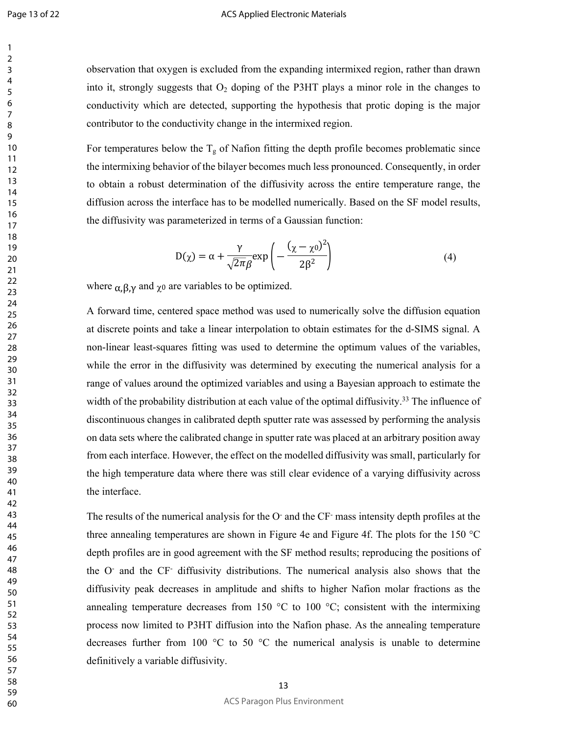observation that oxygen is excluded from the expanding intermixed region, rather than drawn into it, strongly suggests that $O_2$ doping of the P3HT plays a minor role in the changes to conductivity which are detected, supporting the hypothesis that protic doping is the major contributor to the conductivity change in the intermixed region.

For temperatures below the $T_g$ of Nafion fitting the depth profile becomes problematic since the intermixing behavior of the bilayer becomes much less pronounced. Consequently, in order to obtain a robust determination of the diffusivity across the entire temperature range, the diffusion across the interface has to be modelled numerically. Based on the SF model results, the diffusivity was parameterized in terms of a Gaussian function:

$$D(\chi) = \alpha + \frac{\gamma}{\sqrt{2\pi}\beta}\exp\left(-\frac{(\chi-\chi_0)^2}{2\beta^2}\right) \tag{4}$$

where $\alpha, \beta, \gamma$ and $\chi_0$ are variables to be optimized.

A forward time, centered space method was used to numerically solve the diffusion equation at discrete points and take a linear interpolation to obtain estimates for the d-SIMS signal. A non-linear least-squares fitting was used to determine the optimum values of the variables, while the error in the diffusivity was determined by executing the numerical analysis for a range of values around the optimized variables and using a Bayesian approach to estimate the width of the probability distribution at each value of the optimal diffusivity.[33] The influence of discontinuous changes in calibrated depth sputter rate was assessed by performing the analysis on data sets where the calibrated change in sputter rate was placed at an arbitrary position away from each interface. However, the effect on the modelled diffusivity was small, particularly for the high temperature data where there was still clear evidence of a varying diffusivity across the interface.

The results of the numerical analysis for the $O^-$ and the $CF^-$ mass intensity depth profiles at the three annealing temperatures are shown in Figure 4e and Figure 4f. The plots for the 150 °C depth profiles are in good agreement with the SF method results; reproducing the positions of the $O^-$ and the $CF^-$ diffusivity distributions. The numerical analysis also shows that the diffusivity peak decreases in amplitude and shifts to higher Nafion molar fractions as the annealing temperature decreases from 150 °C to 100 °C; consistent with the intermixing process now limited to P3HT diffusion into the Nafion phase. As the annealing temperature decreases further from 100 °C to 50 °C the numerical analysis is unable to determine definitively a variable diffusivity.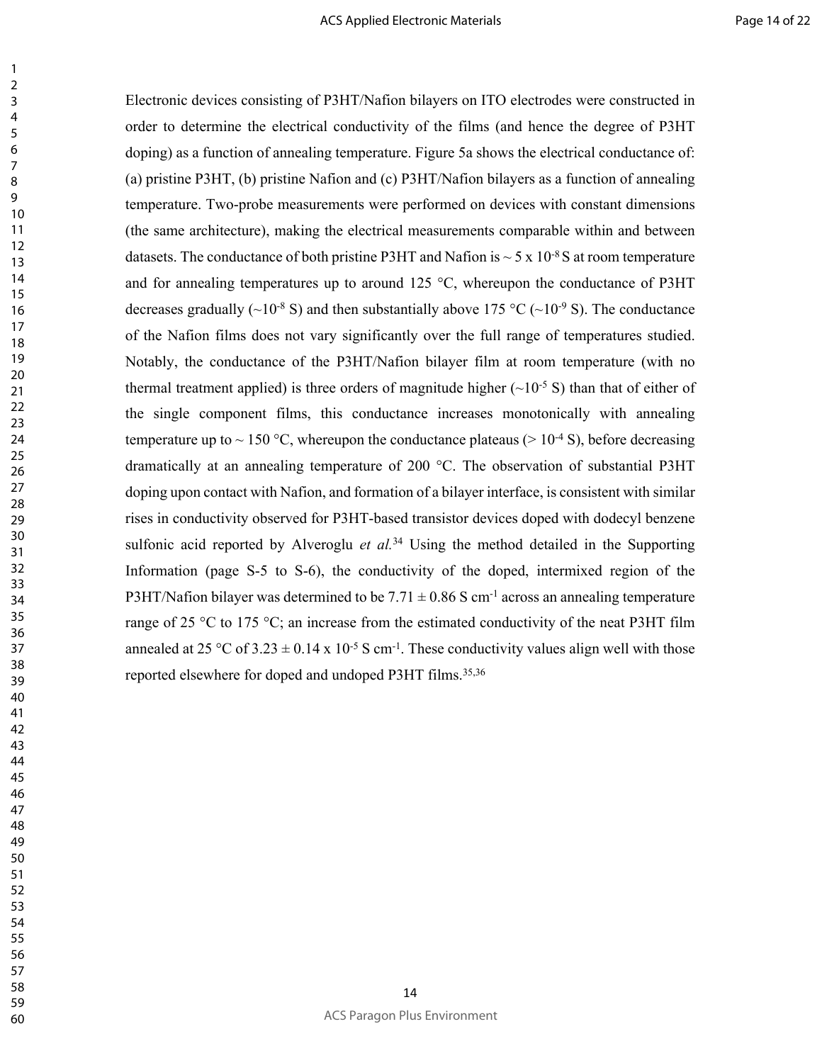Electronic devices consisting of P3HT/Nafion bilayers on ITO electrodes were constructed in order to determine the electrical conductivity of the films (and hence the degree of P3HT doping) as a function of annealing temperature. Figure 5a shows the electrical conductance of: (a) pristine P3HT, (b) pristine Nafion and (c) P3HT/Nafion bilayers as a function of annealing temperature. Two-probe measurements were performed on devices with constant dimensions (the same architecture), making the electrical measurements comparable within and between datasets. The conductance of both pristine P3HT and Nafion is ~ $5 \times 10^{-8}$ S at room temperature and for annealing temperatures up to around 125 °C, whereupon the conductance of P3HT decreases gradually (~$10^{-8}$ S) and then substantially above 175 °C (~$10^{-9}$ S). The conductance of the Nafion films does not vary significantly over the full range of temperatures studied. Notably, the conductance of the P3HT/Nafion bilayer film at room temperature (with no thermal treatment applied) is three orders of magnitude higher (~$10^{-5}$ S) than that of either of the single component films, this conductance increases monotonically with annealing temperature up to ~ 150 °C, whereupon the conductance plateaus (> $10^{-4}$ S), before decreasing dramatically at an annealing temperature of 200 °C. The observation of substantial P3HT doping upon contact with Nafion, and formation of a bilayer interface, is consistent with similar rises in conductivity observed for P3HT-based transistor devices doped with dodecyl benzene sulfonic acid reported by Alveroglu *et al.*[34] Using the method detailed in the Supporting Information (page S-5 to S-6), the conductivity of the doped, intermixed region of the P3HT/Nafion bilayer was determined to be $7.71 \pm 0.86$ S cm$^{-1}$ across an annealing temperature range of 25 °C to 175 °C; an increase from the estimated conductivity of the neat P3HT film annealed at 25 °C of $3.23 \pm 0.14 \times 10^{-5}$ S cm$^{-1}$. These conductivity values align well with those reported elsewhere for doped and undoped P3HT films.[35,36]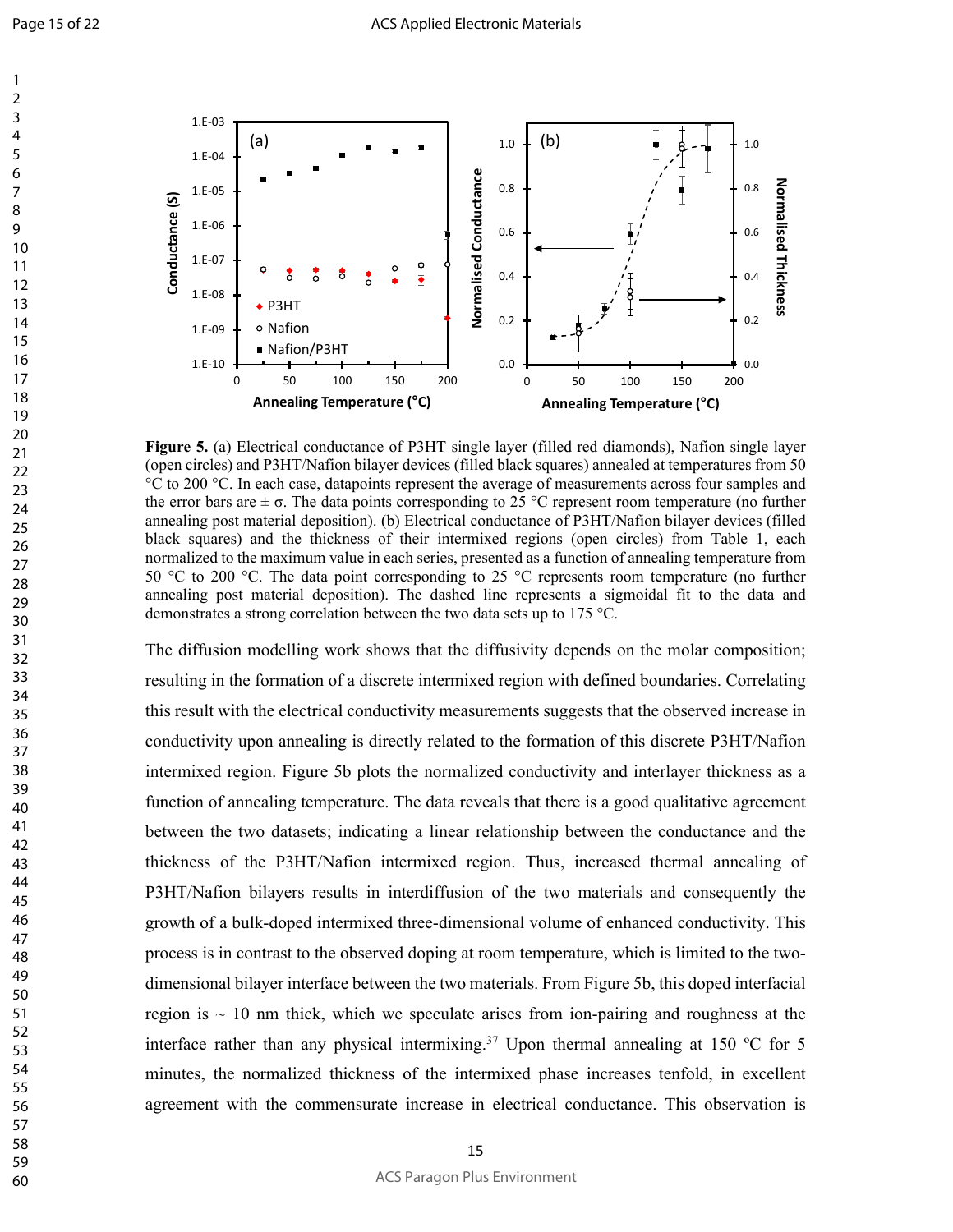**Figure 5.** (a) Electrical conductance of P3HT single layer (filled red diamonds), Nafion single layer (open circles) and P3HT/Nafion bilayer devices (filled black squares) annealed at temperatures from 50 °C to 200 °C. In each case, datapoints represent the average of measurements across four samples and the error bars are ± σ. The data points corresponding to 25 °C represent room temperature (no further annealing post material deposition). (b) Electrical conductance of P3HT/Nafion bilayer devices (filled black squares) and the thickness of their intermixed regions (open circles) from Table 1, each normalized to the maximum value in each series, presented as a function of annealing temperature from 50 °C to 200 °C. The data point corresponding to 25 °C represents room temperature (no further annealing post material deposition). The dashed line represents a sigmoidal fit to the data and demonstrates a strong correlation between the two data sets up to 175 °C.

The diffusion modelling work shows that the diffusivity depends on the molar composition; resulting in the formation of a discrete intermixed region with defined boundaries. Correlating this result with the electrical conductivity measurements suggests that the observed increase in conductivity upon annealing is directly related to the formation of this discrete P3HT/Nafion intermixed region. Figure 5b plots the normalized conductivity and interlayer thickness as a function of annealing temperature. The data reveals that there is a good qualitative agreement between the two datasets; indicating a linear relationship between the conductance and the thickness of the P3HT/Nafion intermixed region. Thus, increased thermal annealing of P3HT/Nafion bilayers results in interdiffusion of the two materials and consequently the growth of a bulk-doped intermixed three-dimensional volume of enhanced conductivity. This process is in contrast to the observed doping at room temperature, which is limited to the two-dimensional bilayer interface between the two materials. From Figure 5b, this doped interfacial region is ~ 10 nm thick, which we speculate arises from ion-pairing and roughness at the interface rather than any physical intermixing.[37] Upon thermal annealing at 150 ºC for 5 minutes, the normalized thickness of the intermixed phase increases tenfold, in excellent agreement with the commensurate increase in electrical conductance. This observation is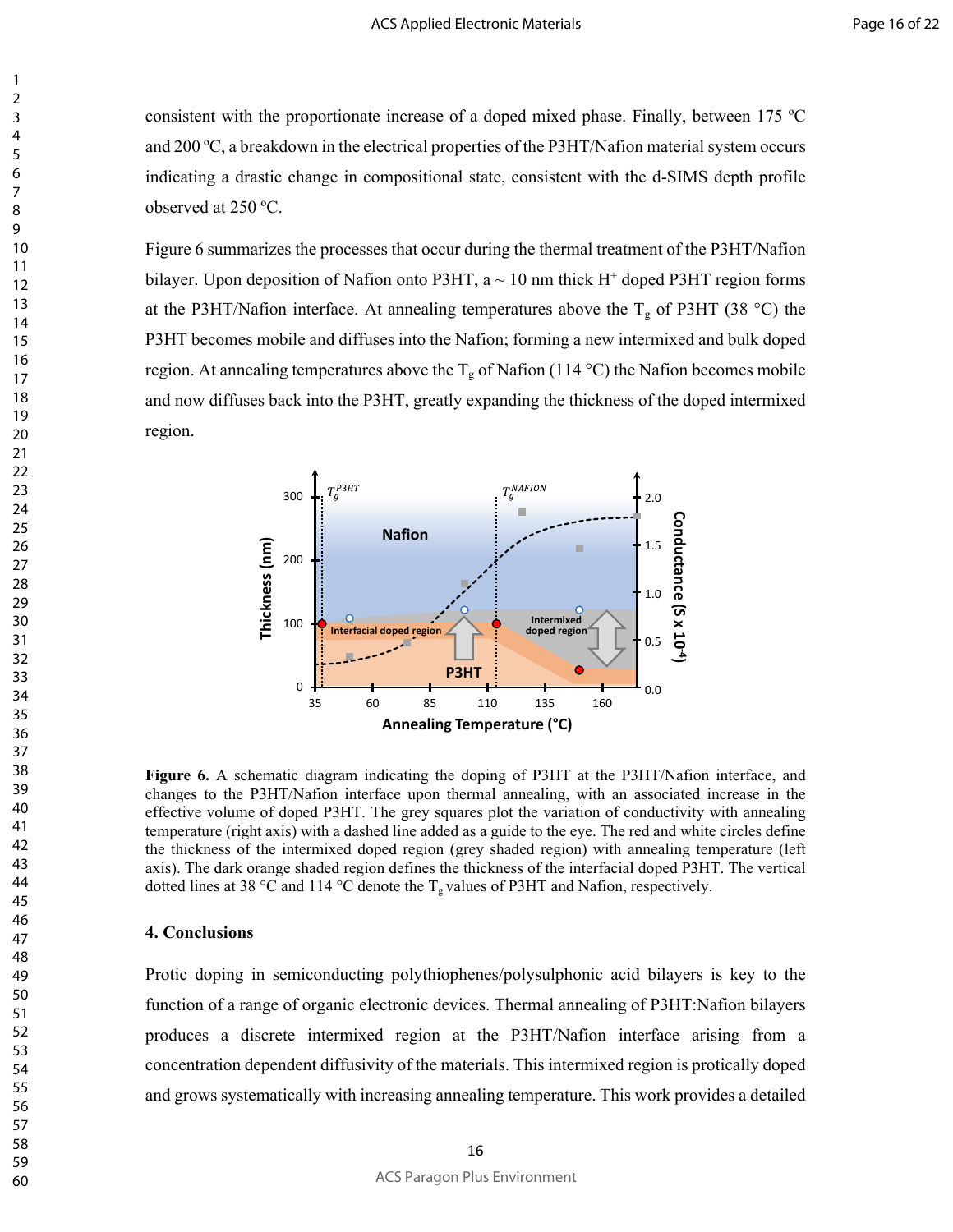consistent with the proportionate increase of a doped mixed phase. Finally, between 175 ºC and 200 ºC, a breakdown in the electrical properties of the P3HT/Nafion material system occurs indicating a drastic change in compositional state, consistent with the d-SIMS depth profile observed at 250 ºC.

Figure 6 summarizes the processes that occur during the thermal treatment of the P3HT/Nafion bilayer. Upon deposition of Nafion onto P3HT, a ~ 10 nm thick $H^+$ doped P3HT region forms at the P3HT/Nafion interface. At annealing temperatures above the $T_g$ of P3HT (38 °C) the P3HT becomes mobile and diffuses into the Nafion; forming a new intermixed and bulk doped region. At annealing temperatures above the $T_g$ of Nafion (114 °C) the Nafion becomes mobile and now diffuses back into the P3HT, greatly expanding the thickness of the doped intermixed region.

**Figure 6.** A schematic diagram indicating the doping of P3HT at the P3HT/Nafion interface, and changes to the P3HT/Nafion interface upon thermal annealing, with an associated increase in the effective volume of doped P3HT. The grey squares plot the variation of conductivity with annealing temperature (right axis) with a dashed line added as a guide to the eye. The red and white circles define the thickness of the intermixed doped region (grey shaded region) with annealing temperature (left axis). The dark orange shaded region defines the thickness of the interfacial doped P3HT. The vertical dotted lines at 38 °C and 114 °C denote the $T_g$ values of P3HT and Nafion, respectively.

## 4. Conclusions

Protic doping in semiconducting polythiophenes/polysulphonic acid bilayers is key to the function of a range of organic electronic devices. Thermal annealing of P3HT:Nafion bilayers produces a discrete intermixed region at the P3HT/Nafion interface arising from a concentration dependent diffusivity of the materials. This intermixed region is protically doped and grows systematically with increasing annealing temperature. This work provides a detailed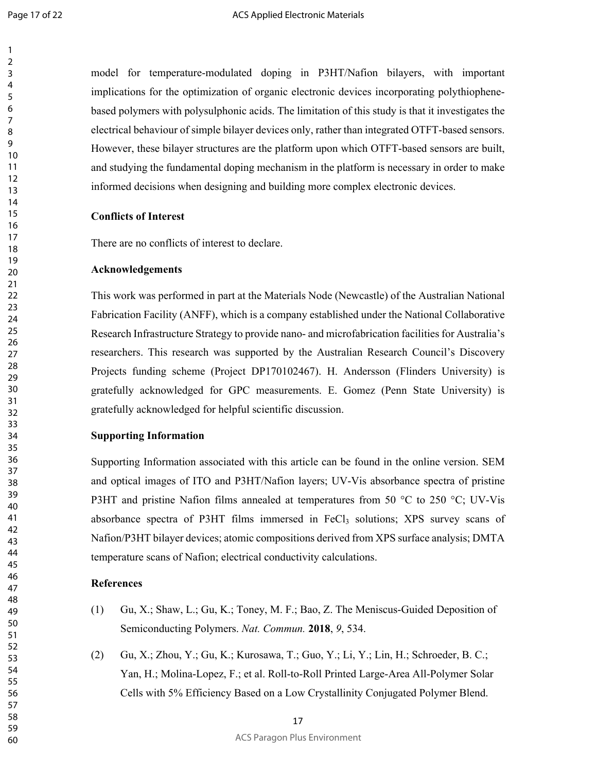model for temperature-modulated doping in P3HT/Nafion bilayers, with important implications for the optimization of organic electronic devices incorporating polythiophene-based polymers with polysulphonic acids. The limitation of this study is that it investigates the electrical behaviour of simple bilayer devices only, rather than integrated OTFT-based sensors. However, these bilayer structures are the platform upon which OTFT-based sensors are built, and studying the fundamental doping mechanism in the platform is necessary in order to make informed decisions when designing and building more complex electronic devices.

**Conflicts of Interest**

There are no conflicts of interest to declare.

**Acknowledgements**

This work was performed in part at the Materials Node (Newcastle) of the Australian National Fabrication Facility (ANFF), which is a company established under the National Collaborative Research Infrastructure Strategy to provide nano- and microfabrication facilities for Australia's researchers. This research was supported by the Australian Research Council's Discovery Projects funding scheme (Project DP170102467). H. Andersson (Flinders University) is gratefully acknowledged for GPC measurements. E. Gomez (Penn State University) is gratefully acknowledged for helpful scientific discussion.

**Supporting Information**

Supporting Information associated with this article can be found in the online version. SEM and optical images of ITO and P3HT/Nafion layers; UV-Vis absorbance spectra of pristine P3HT and pristine Nafion films annealed at temperatures from 50 °C to 250 °C; UV-Vis absorbance spectra of P3HT films immersed in $FeCl_3$ solutions; XPS survey scans of Nafion/P3HT bilayer devices; atomic compositions derived from XPS surface analysis; DMTA temperature scans of Nafion; electrical conductivity calculations.

**References**

(1) Gu, X.; Shaw, L.; Gu, K.; Toney, M. F.; Bao, Z. The Meniscus-Guided Deposition of Semiconducting Polymers. *Nat. Commun.* **2018**, *9*, 534.

(2) Gu, X.; Zhou, Y.; Gu, K.; Kurosawa, T.; Guo, Y.; Li, Y.; Lin, H.; Schroeder, B. C.; Yan, H.; Molina-Lopez, F.; et al. Roll-to-Roll Printed Large-Area All-Polymer Solar Cells with 5% Efficiency Based on a Low Crystallinity Conjugated Polymer Blend.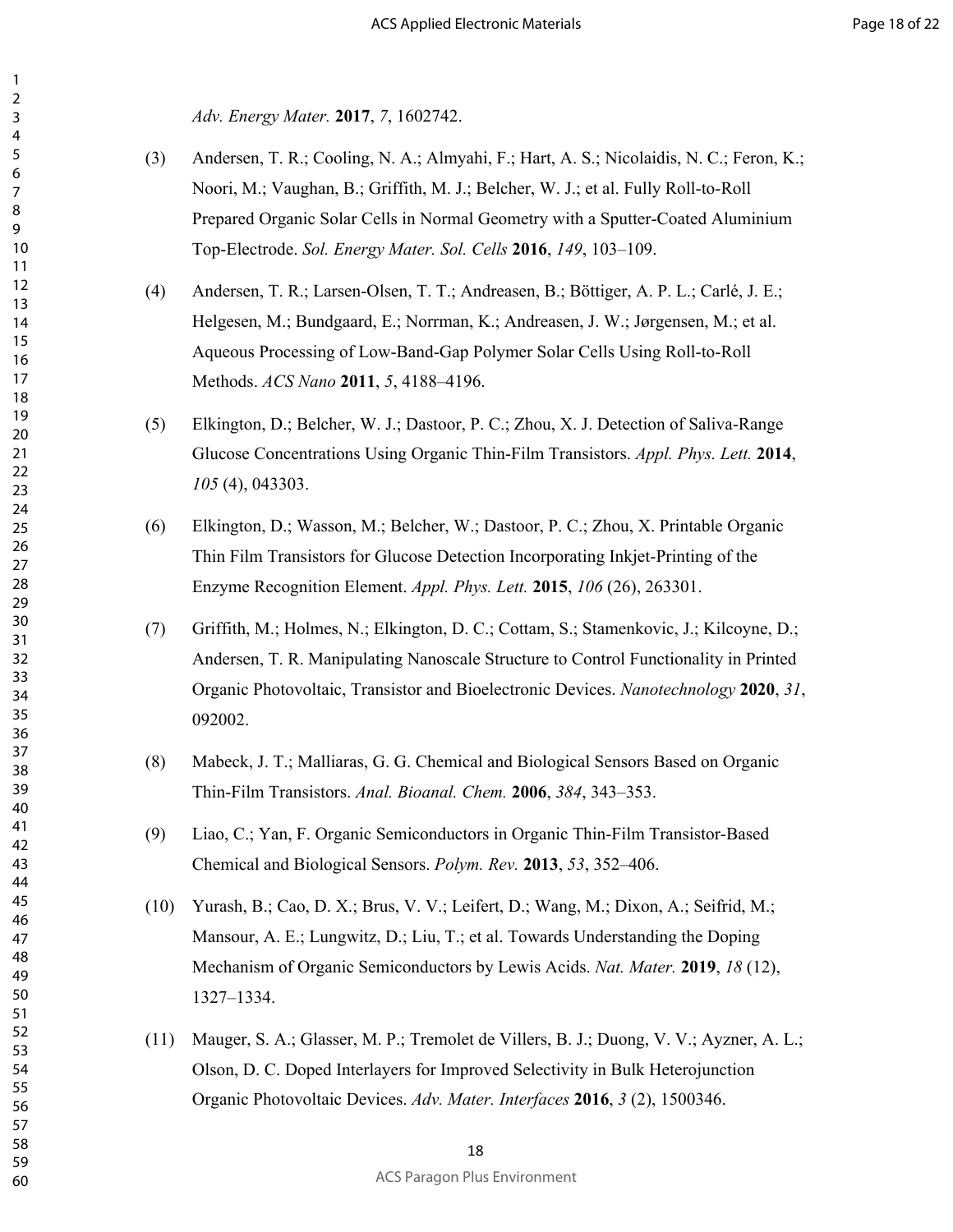*Adv. Energy Mater.* **2017**, *7*, 1602742.

(3) Andersen, T. R.; Cooling, N. A.; Almyahi, F.; Hart, A. S.; Nicolaidis, N. C.; Feron, K.; Noori, M.; Vaughan, B.; Griffith, M. J.; Belcher, W. J.; et al. Fully Roll-to-Roll Prepared Organic Solar Cells in Normal Geometry with a Sputter-Coated Aluminium Top-Electrode. *Sol. Energy Mater. Sol. Cells* **2016**, *149*, 103–109.

(4) Andersen, T. R.; Larsen-Olsen, T. T.; Andreasen, B.; Böttiger, A. P. L.; Carlé, J. E.; Helgesen, M.; Bundgaard, E.; Norrman, K.; Andreasen, J. W.; Jørgensen, M.; et al. Aqueous Processing of Low-Band-Gap Polymer Solar Cells Using Roll-to-Roll Methods. *ACS Nano* **2011**, *5*, 4188–4196.

(5) Elkington, D.; Belcher, W. J.; Dastoor, P. C.; Zhou, X. J. Detection of Saliva-Range Glucose Concentrations Using Organic Thin-Film Transistors. *Appl. Phys. Lett.* **2014**, *105* (4), 043303.

(6) Elkington, D.; Wasson, M.; Belcher, W.; Dastoor, P. C.; Zhou, X. Printable Organic Thin Film Transistors for Glucose Detection Incorporating Inkjet-Printing of the Enzyme Recognition Element. *Appl. Phys. Lett.* **2015**, *106* (26), 263301.

(7) Griffith, M.; Holmes, N.; Elkington, D. C.; Cottam, S.; Stamenkovic, J.; Kilcoyne, D.; Andersen, T. R. Manipulating Nanoscale Structure to Control Functionality in Printed Organic Photovoltaic, Transistor and Bioelectronic Devices. *Nanotechnology* **2020**, *31*, 092002.

(8) Mabeck, J. T.; Malliaras, G. G. Chemical and Biological Sensors Based on Organic Thin-Film Transistors. *Anal. Bioanal. Chem.* **2006**, *384*, 343–353.

(9) Liao, C.; Yan, F. Organic Semiconductors in Organic Thin-Film Transistor-Based Chemical and Biological Sensors. *Polym. Rev.* **2013**, *53*, 352–406.

(10) Yurash, B.; Cao, D. X.; Brus, V. V.; Leifert, D.; Wang, M.; Dixon, A.; Seifrid, M.; Mansour, A. E.; Lungwitz, D.; Liu, T.; et al. Towards Understanding the Doping Mechanism of Organic Semiconductors by Lewis Acids. *Nat. Mater.* **2019**, *18* (12), 1327–1334.

(11) Mauger, S. A.; Glasser, M. P.; Tremolet de Villers, B. J.; Duong, V. V.; Ayzner, A. L.; Olson, D. C. Doped Interlayers for Improved Selectivity in Bulk Heterojunction Organic Photovoltaic Devices. *Adv. Mater. Interfaces* **2016**, *3* (2), 1500346.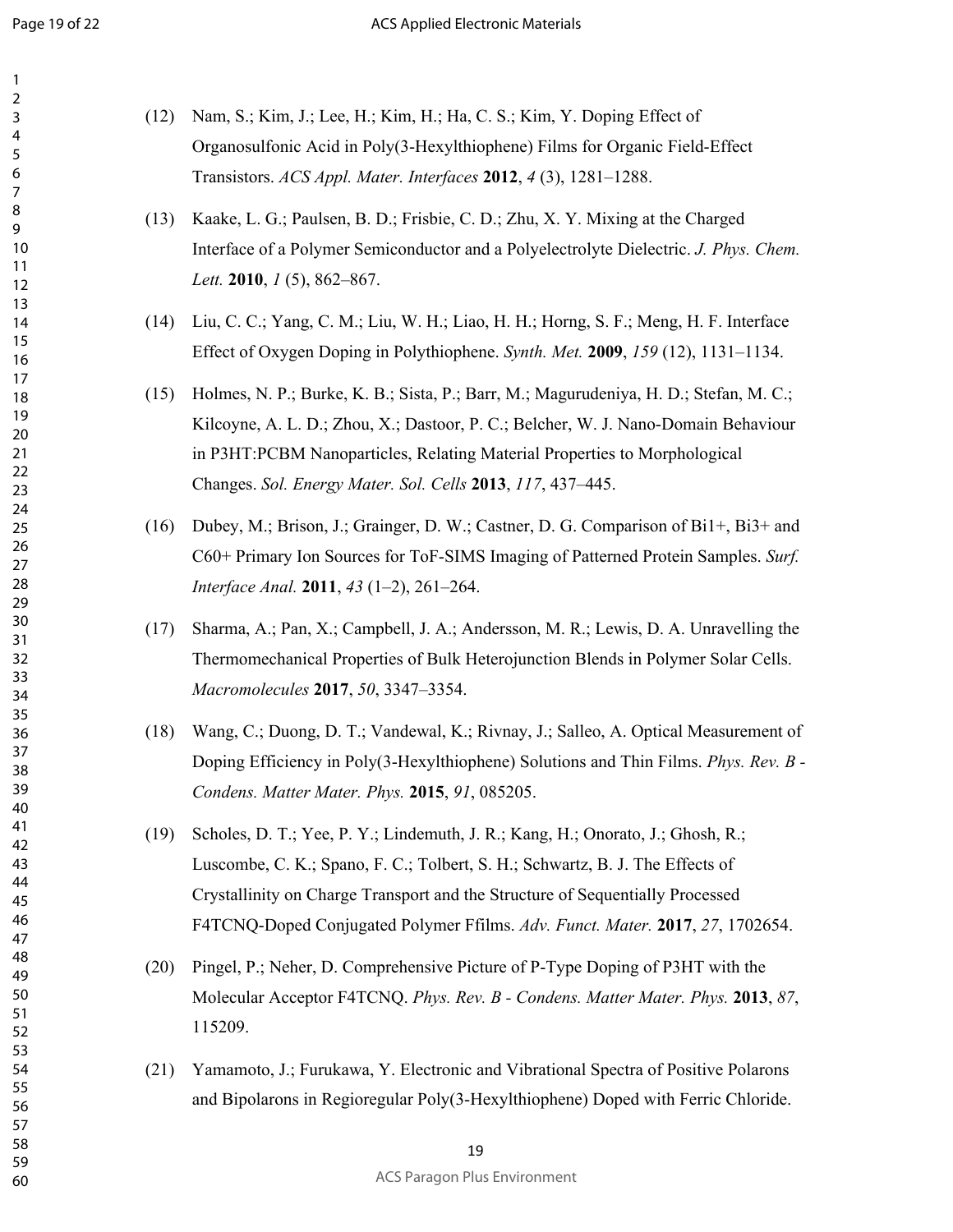(12) Nam, S.; Kim, J.; Lee, H.; Kim, H.; Ha, C. S.; Kim, Y. Doping Effect of Organosulfonic Acid in Poly(3-Hexylthiophene) Films for Organic Field-Effect Transistors. *ACS Appl. Mater. Interfaces* **2012**, *4* (3), 1281–1288.

(13) Kaake, L. G.; Paulsen, B. D.; Frisbie, C. D.; Zhu, X. Y. Mixing at the Charged Interface of a Polymer Semiconductor and a Polyelectrolyte Dielectric. *J. Phys. Chem. Lett.* **2010**, *1* (5), 862–867.

(14) Liu, C. C.; Yang, C. M.; Liu, W. H.; Liao, H. H.; Horng, S. F.; Meng, H. F. Interface Effect of Oxygen Doping in Polythiophene. *Synth. Met.* **2009**, *159* (12), 1131–1134.

(15) Holmes, N. P.; Burke, K. B.; Sista, P.; Barr, M.; Magurudeniya, H. D.; Stefan, M. C.; Kilcoyne, A. L. D.; Zhou, X.; Dastoor, P. C.; Belcher, W. J. Nano-Domain Behaviour in P3HT:PCBM Nanoparticles, Relating Material Properties to Morphological Changes. *Sol. Energy Mater. Sol. Cells* **2013**, *117*, 437–445.

(16) Dubey, M.; Brison, J.; Grainger, D. W.; Castner, D. G. Comparison of Bi1+, Bi3+ and C60+ Primary Ion Sources for ToF-SIMS Imaging of Patterned Protein Samples. *Surf. Interface Anal.* **2011**, *43* (1–2), 261–264.

(17) Sharma, A.; Pan, X.; Campbell, J. A.; Andersson, M. R.; Lewis, D. A. Unravelling the Thermomechanical Properties of Bulk Heterojunction Blends in Polymer Solar Cells. *Macromolecules* **2017**, *50*, 3347–3354.

(18) Wang, C.; Duong, D. T.; Vandewal, K.; Rivnay, J.; Salleo, A. Optical Measurement of Doping Efficiency in Poly(3-Hexylthiophene) Solutions and Thin Films. *Phys. Rev. B - Condens. Matter Mater. Phys.* **2015**, *91*, 085205.

(19) Scholes, D. T.; Yee, P. Y.; Lindemuth, J. R.; Kang, H.; Onorato, J.; Ghosh, R.; Luscombe, C. K.; Spano, F. C.; Tolbert, S. H.; Schwartz, B. J. The Effects of Crystallinity on Charge Transport and the Structure of Sequentially Processed F4TCNQ-Doped Conjugated Polymer Ffilms. *Adv. Funct. Mater.* **2017**, *27*, 1702654.

(20) Pingel, P.; Neher, D. Comprehensive Picture of P-Type Doping of P3HT with the Molecular Acceptor F4TCNQ. *Phys. Rev. B - Condens. Matter Mater. Phys.* **2013**, *87*, 115209.

(21) Yamamoto, J.; Furukawa, Y. Electronic and Vibrational Spectra of Positive Polarons and Bipolarons in Regioregular Poly(3-Hexylthiophene) Doped with Ferric Chloride.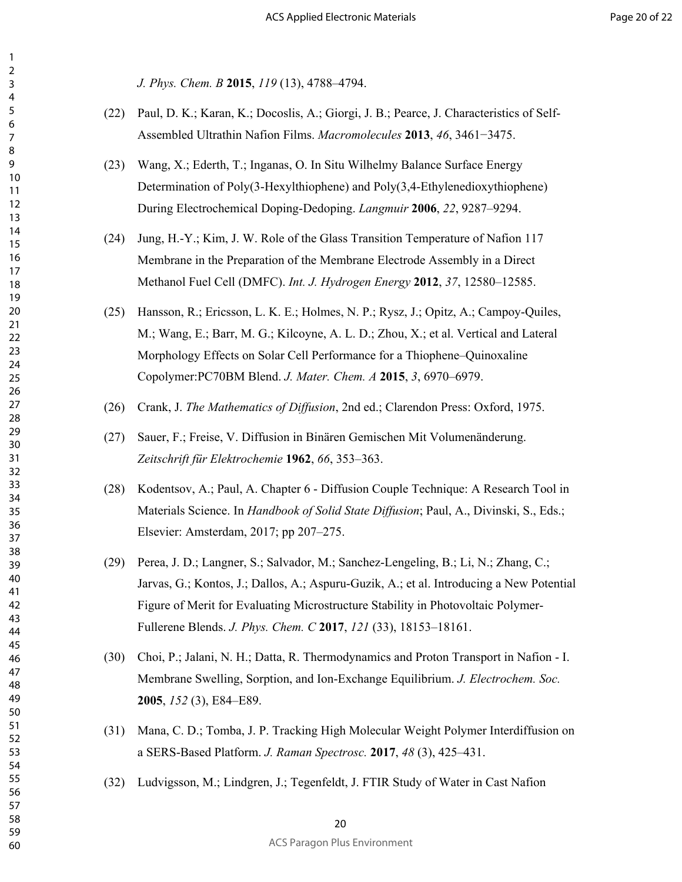*J. Phys. Chem. B* **2015**, *119* (13), 4788–4794.

(22) Paul, D. K.; Karan, K.; Docoslis, A.; Giorgi, J. B.; Pearce, J. Characteristics of Self-Assembled Ultrathin Nafion Films. *Macromolecules* **2013**, *46*, 3461−3475.

(23) Wang, X.; Ederth, T.; Inganas, O. In Situ Wilhelmy Balance Surface Energy Determination of Poly(3-Hexylthiophene) and Poly(3,4-Ethylenedioxythiophene) During Electrochemical Doping-Dedoping. *Langmuir* **2006**, *22*, 9287–9294.

(24) Jung, H.-Y.; Kim, J. W. Role of the Glass Transition Temperature of Nafion 117 Membrane in the Preparation of the Membrane Electrode Assembly in a Direct Methanol Fuel Cell (DMFC). *Int. J. Hydrogen Energy* **2012**, *37*, 12580–12585.

(25) Hansson, R.; Ericsson, L. K. E.; Holmes, N. P.; Rysz, J.; Opitz, A.; Campoy-Quiles, M.; Wang, E.; Barr, M. G.; Kilcoyne, A. L. D.; Zhou, X.; et al. Vertical and Lateral Morphology Effects on Solar Cell Performance for a Thiophene–Quinoxaline Copolymer:PC70BM Blend. *J. Mater. Chem. A* **2015**, *3*, 6970–6979.

(26) Crank, J. *The Mathematics of Diffusion*, 2nd ed.; Clarendon Press: Oxford, 1975.

(27) Sauer, F.; Freise, V. Diffusion in Binären Gemischen Mit Volumenänderung. *Zeitschrift für Elektrochemie* **1962**, *66*, 353–363.

(28) Kodentsov, A.; Paul, A. Chapter 6 - Diffusion Couple Technique: A Research Tool in Materials Science. In *Handbook of Solid State Diffusion*; Paul, A., Divinski, S., Eds.; Elsevier: Amsterdam, 2017; pp 207–275.

(29) Perea, J. D.; Langner, S.; Salvador, M.; Sanchez-Lengeling, B.; Li, N.; Zhang, C.; Jarvas, G.; Kontos, J.; Dallos, A.; Aspuru-Guzik, A.; et al. Introducing a New Potential Figure of Merit for Evaluating Microstructure Stability in Photovoltaic Polymer-Fullerene Blends. *J. Phys. Chem. C* **2017**, *121* (33), 18153–18161.

(30) Choi, P.; Jalani, N. H.; Datta, R. Thermodynamics and Proton Transport in Nafion - I. Membrane Swelling, Sorption, and Ion-Exchange Equilibrium. *J. Electrochem. Soc.* **2005**, *152* (3), E84–E89.

(31) Mana, C. D.; Tomba, J. P. Tracking High Molecular Weight Polymer Interdiffusion on a SERS-Based Platform. *J. Raman Spectrosc.* **2017**, *48* (3), 425–431.

(32) Ludvigsson, M.; Lindgren, J.; Tegenfeldt, J. FTIR Study of Water in Cast Nafion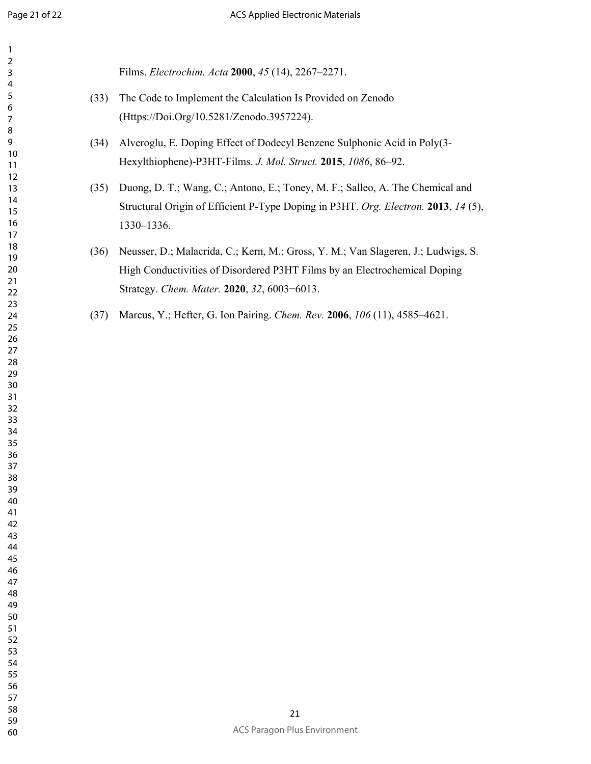Films. *Electrochim. Acta* **2000**, *45* (14), 2267–2271.

(33) The Code to Implement the Calculation Is Provided on Zenodo (Https://Doi.Org/10.5281/Zenodo.3957224).

(34) Alveroglu, E. Doping Effect of Dodecyl Benzene Sulphonic Acid in Poly(3-Hexylthiophene)-P3HT-Films. *J. Mol. Struct.* **2015**, *1086*, 86–92.

(35) Duong, D. T.; Wang, C.; Antono, E.; Toney, M. F.; Salleo, A. The Chemical and Structural Origin of Efficient P-Type Doping in P3HT. *Org. Electron.* **2013**, *14* (5), 1330–1336.

(36) Neusser, D.; Malacrida, C.; Kern, M.; Gross, Y. M.; Van Slageren, J.; Ludwigs, S. High Conductivities of Disordered P3HT Films by an Electrochemical Doping Strategy. *Chem. Mater.* **2020**, *32*, 6003−6013.

(37) Marcus, Y.; Hefter, G. Ion Pairing. *Chem. Rev.* **2006**, *106* (11), 4585–4621.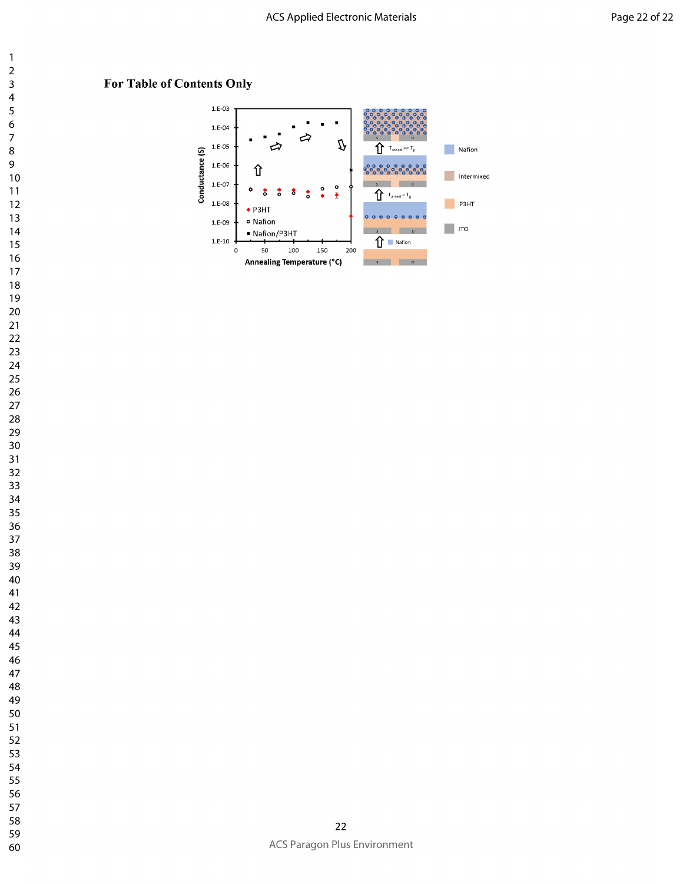**For Table of Contents Only**

1.E-03
1.E-04
1.E-05
1.E-06
1.E-07
1.E-08
1.E-09
1.E-10

Conductance (S)

0
50
100
150
200

Annealing Temperature (°C)

P3HT
Nafion
Nafion/P3HT

$T_{anneal} >> T_g$

$T_{anneal} > T_g$

Nafion

S D

Nafion
Intermixed
P3HT
ITO